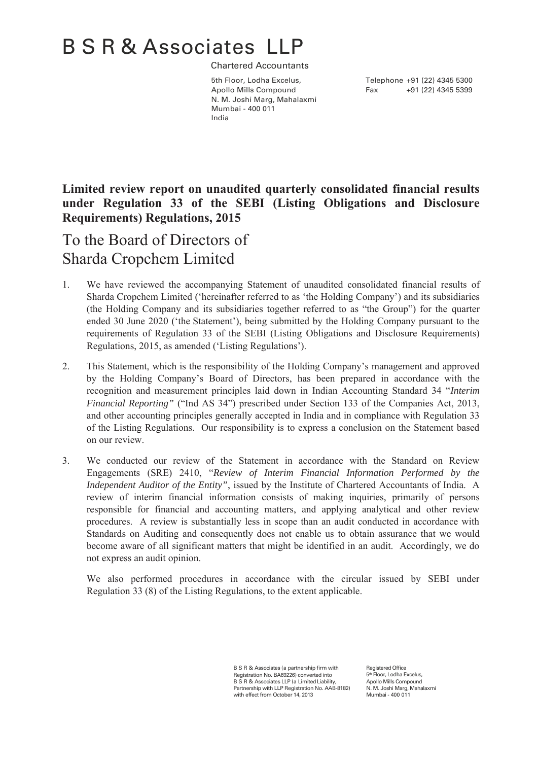# B S R & Associates LLP

Chartered Accountants

5th Floor, Lodha Excelus,
Apollo Mills Compound
N. M. Joshi Marg, Mahalaxmi
Mumbai - 400 011
India

Telephone +91 (22) 4345 5300
Fax +91 (22) 4345 5399

**Limited review report on unaudited quarterly consolidated financial results under Regulation 33 of the SEBI (Listing Obligations and Disclosure Requirements) Regulations, 2015**

## To the Board of Directors of Sharda Cropchem Limited

1. We have reviewed the accompanying Statement of unaudited consolidated financial results of Sharda Cropchem Limited ('hereinafter referred to as 'the Holding Company') and its subsidiaries (the Holding Company and its subsidiaries together referred to as "the Group") for the quarter ended 30 June 2020 ('the Statement'), being submitted by the Holding Company pursuant to the requirements of Regulation 33 of the SEBI (Listing Obligations and Disclosure Requirements) Regulations, 2015, as amended ('Listing Regulations').

2. This Statement, which is the responsibility of the Holding Company's management and approved by the Holding Company's Board of Directors, has been prepared in accordance with the recognition and measurement principles laid down in Indian Accounting Standard 34 "*Interim Financial Reporting"* ("Ind AS 34") prescribed under Section 133 of the Companies Act, 2013, and other accounting principles generally accepted in India and in compliance with Regulation 33 of the Listing Regulations. Our responsibility is to express a conclusion on the Statement based on our review.

3. We conducted our review of the Statement in accordance with the Standard on Review Engagements (SRE) 2410, "*Review of Interim Financial Information Performed by the Independent Auditor of the Entity"*, issued by the Institute of Chartered Accountants of India. A review of interim financial information consists of making inquiries, primarily of persons responsible for financial and accounting matters, and applying analytical and other review procedures. A review is substantially less in scope than an audit conducted in accordance with Standards on Auditing and consequently does not enable us to obtain assurance that we would become aware of all significant matters that might be identified in an audit. Accordingly, we do not express an audit opinion.

   We also performed procedures in accordance with the circular issued by SEBI under Regulation 33 (8) of the Listing Regulations, to the extent applicable.

B S R & Associates (a partnership firm with Registration No. BA69226) converted into B S R & Associates LLP (a Limited Liability, Partnership with LLP Registration No. AAB-8182) with effect from October 14, 2013

Registered Office
5th Floor, Lodha Excelus,
Apollo Mills Compound
N. M. Joshi Marg, Mahalaxmi
Mumbai - 400 011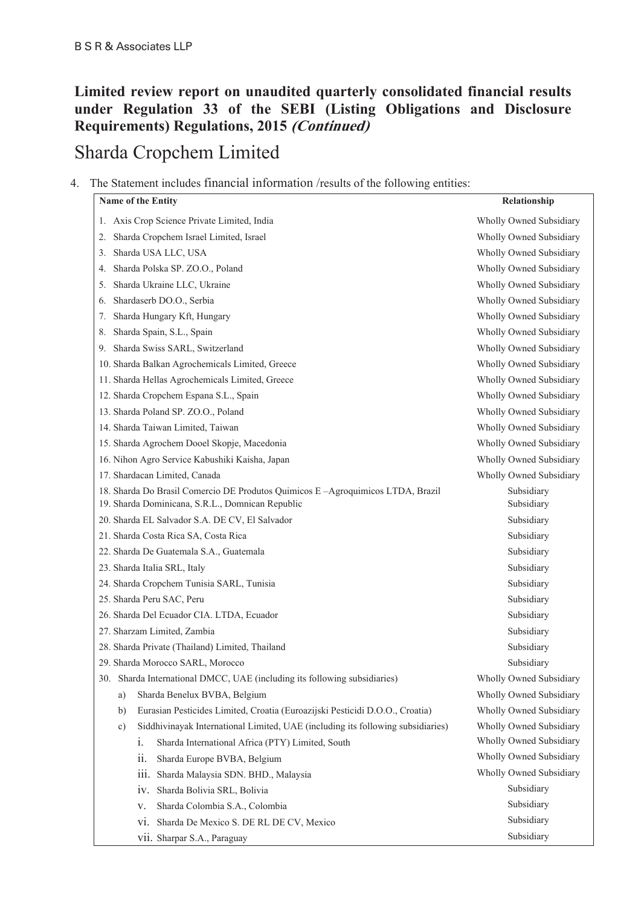B S R & Associates LLP

## Limited review report on unaudited quarterly consolidated financial results under Regulation 33 of the SEBI (Listing Obligations and Disclosure Requirements) Regulations, 2015 *(Continued)*

# Sharda Cropchem Limited

4. The Statement includes financial information /results of the following entities:

| Name of the Entity | Relationship |
|---|---|
| 1. Axis Crop Science Private Limited, India | Wholly Owned Subsidiary |
| 2. Sharda Cropchem Israel Limited, Israel | Wholly Owned Subsidiary |
| 3. Sharda USA LLC, USA | Wholly Owned Subsidiary |
| 4. Sharda Polska SP. ZO.O., Poland | Wholly Owned Subsidiary |
| 5. Sharda Ukraine LLC, Ukraine | Wholly Owned Subsidiary |
| 6. Shardaserb DO.O., Serbia | Wholly Owned Subsidiary |
| 7. Sharda Hungary Kft, Hungary | Wholly Owned Subsidiary |
| 8. Sharda Spain, S.L., Spain | Wholly Owned Subsidiary |
| 9. Sharda Swiss SARL, Switzerland | Wholly Owned Subsidiary |
| 10. Sharda Balkan Agrochemicals Limited, Greece | Wholly Owned Subsidiary |
| 11. Sharda Hellas Agrochemicals Limited, Greece | Wholly Owned Subsidiary |
| 12. Sharda Cropchem Espana S.L., Spain | Wholly Owned Subsidiary |
| 13. Sharda Poland SP. ZO.O., Poland | Wholly Owned Subsidiary |
| 14. Sharda Taiwan Limited, Taiwan | Wholly Owned Subsidiary |
| 15. Sharda Agrochem Dooel Skopje, Macedonia | Wholly Owned Subsidiary |
| 16. Nihon Agro Service Kabushiki Kaisha, Japan | Wholly Owned Subsidiary |
| 17. Shardacan Limited, Canada | Wholly Owned Subsidiary |
| 18. Sharda Do Brasil Comercio DE Produtos Quimicos E –Agroquimicos LTDA, Brazil | Subsidiary |
| 19. Sharda Dominicana, S.R.L., Domnican Republic | Subsidiary |
| 20. Sharda EL Salvador S.A. DE CV, El Salvador | Subsidiary |
| 21. Sharda Costa Rica SA, Costa Rica | Subsidiary |
| 22. Sharda De Guatemala S.A., Guatemala | Subsidiary |
| 23. Sharda Italia SRL, Italy | Subsidiary |
| 24. Sharda Cropchem Tunisia SARL, Tunisia | Subsidiary |
| 25. Sharda Peru SAC, Peru | Subsidiary |
| 26. Sharda Del Ecuador CIA. LTDA, Ecuador | Subsidiary |
| 27. Sharzam Limited, Zambia | Subsidiary |
| 28. Sharda Private (Thailand) Limited, Thailand | Subsidiary |
| 29. Sharda Morocco SARL, Morocco | Subsidiary |
| 30. Sharda International DMCC, UAE (including its following subsidiaries) | Wholly Owned Subsidiary |
| a) Sharda Benelux BVBA, Belgium | Wholly Owned Subsidiary |
| b) Eurasian Pesticides Limited, Croatia (Euroazijski Pesticidi D.O.O., Croatia) | Wholly Owned Subsidiary |
| c) Siddhivinayak International Limited, UAE (including its following subsidiaries) | Wholly Owned Subsidiary |
| i. Sharda International Africa (PTY) Limited, South | Wholly Owned Subsidiary |
| ii. Sharda Europe BVBA, Belgium | Wholly Owned Subsidiary |
| iii. Sharda Malaysia SDN. BHD., Malaysia | Wholly Owned Subsidiary |
| iv. Sharda Bolivia SRL, Bolivia | Subsidiary |
| v. Sharda Colombia S.A., Colombia | Subsidiary |
| vi. Sharda De Mexico S. DE RL DE CV, Mexico | Subsidiary |
| vii. Sharpar S.A., Paraguay | Subsidiary |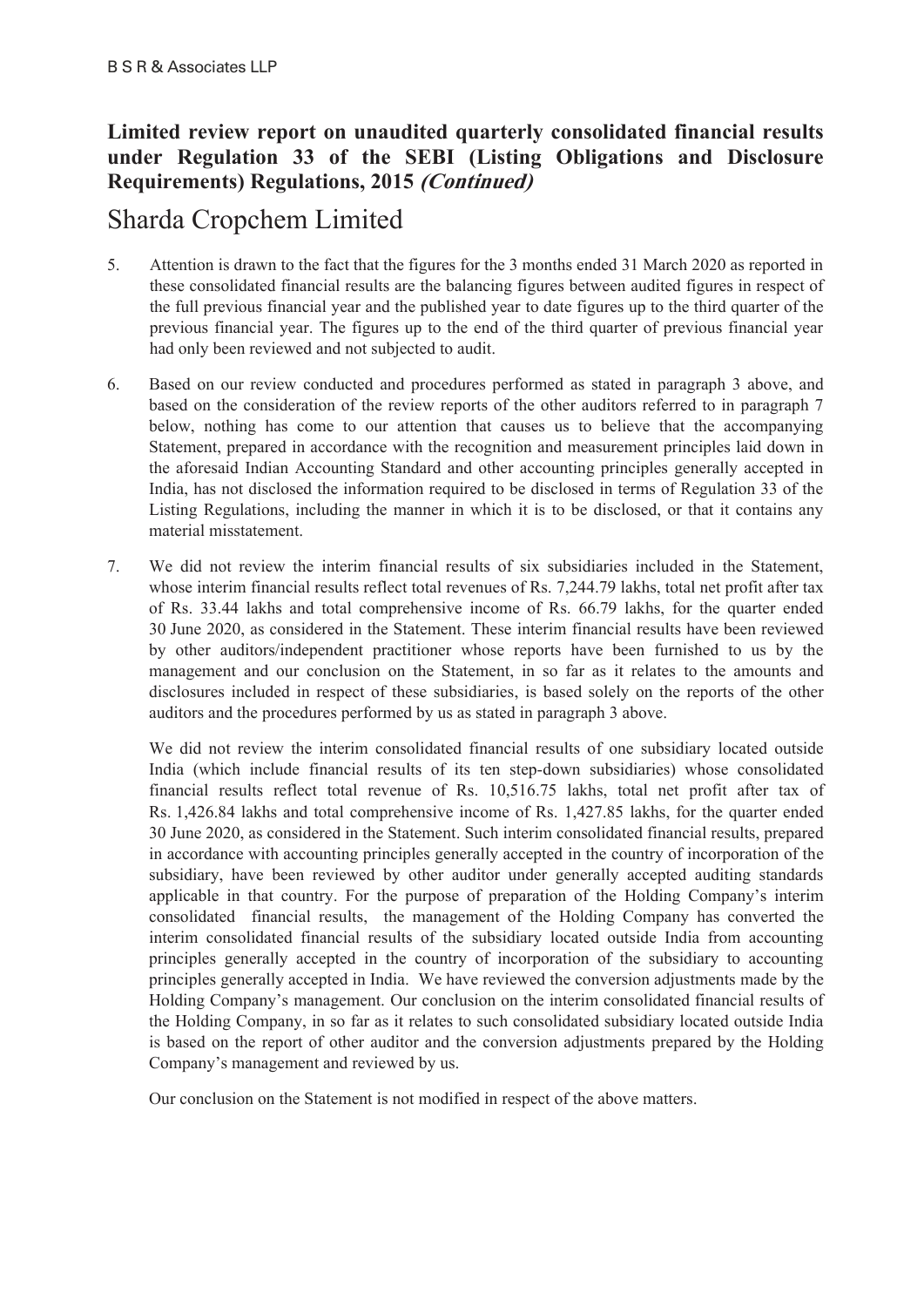## Limited review report on unaudited quarterly consolidated financial results under Regulation 33 of the SEBI (Listing Obligations and Disclosure Requirements) Regulations, 2015 *(Continued)*

# Sharda Cropchem Limited

5. Attention is drawn to the fact that the figures for the 3 months ended 31 March 2020 as reported in these consolidated financial results are the balancing figures between audited figures in respect of the full previous financial year and the published year to date figures up to the third quarter of the previous financial year. The figures up to the end of the third quarter of previous financial year had only been reviewed and not subjected to audit.

6. Based on our review conducted and procedures performed as stated in paragraph 3 above, and based on the consideration of the review reports of the other auditors referred to in paragraph 7 below, nothing has come to our attention that causes us to believe that the accompanying Statement, prepared in accordance with the recognition and measurement principles laid down in the aforesaid Indian Accounting Standard and other accounting principles generally accepted in India, has not disclosed the information required to be disclosed in terms of Regulation 33 of the Listing Regulations, including the manner in which it is to be disclosed, or that it contains any material misstatement.

7. We did not review the interim financial results of six subsidiaries included in the Statement, whose interim financial results reflect total revenues of Rs. 7,244.79 lakhs, total net profit after tax of Rs. 33.44 lakhs and total comprehensive income of Rs. 66.79 lakhs, for the quarter ended 30 June 2020, as considered in the Statement. These interim financial results have been reviewed by other auditors/independent practitioner whose reports have been furnished to us by the management and our conclusion on the Statement, in so far as it relates to the amounts and disclosures included in respect of these subsidiaries, is based solely on the reports of the other auditors and the procedures performed by us as stated in paragraph 3 above.

   We did not review the interim consolidated financial results of one subsidiary located outside India (which include financial results of its ten step-down subsidiaries) whose consolidated financial results reflect total revenue of Rs. 10,516.75 lakhs, total net profit after tax of Rs. 1,426.84 lakhs and total comprehensive income of Rs. 1,427.85 lakhs, for the quarter ended 30 June 2020, as considered in the Statement. Such interim consolidated financial results, prepared in accordance with accounting principles generally accepted in the country of incorporation of the subsidiary, have been reviewed by other auditor under generally accepted auditing standards applicable in that country. For the purpose of preparation of the Holding Company's interim consolidated financial results, the management of the Holding Company has converted the interim consolidated financial results of the subsidiary located outside India from accounting principles generally accepted in the country of incorporation of the subsidiary to accounting principles generally accepted in India. We have reviewed the conversion adjustments made by the Holding Company's management. Our conclusion on the interim consolidated financial results of the Holding Company, in so far as it relates to such consolidated subsidiary located outside India is based on the report of other auditor and the conversion adjustments prepared by the Holding Company's management and reviewed by us.

   Our conclusion on the Statement is not modified in respect of the above matters.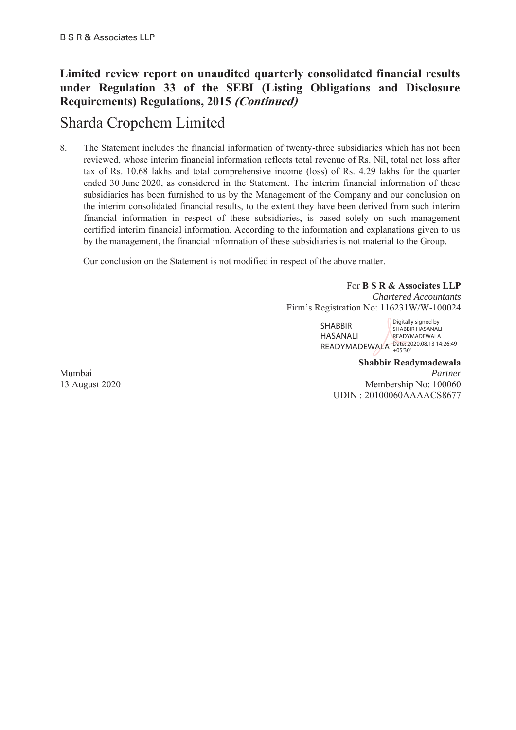## Limited review report on unaudited quarterly consolidated financial results under Regulation 33 of the SEBI (Listing Obligations and Disclosure Requirements) Regulations, 2015 *(Continued)*

# Sharda Cropchem Limited

8. The Statement includes the financial information of twenty-three subsidiaries which has not been reviewed, whose interim financial information reflects total revenue of Rs. Nil, total net loss after tax of Rs. 10.68 lakhs and total comprehensive income (loss) of Rs. 4.29 lakhs for the quarter ended 30 June 2020, as considered in the Statement. The interim financial information of these subsidiaries has been furnished to us by the Management of the Company and our conclusion on the interim consolidated financial results, to the extent they have been derived from such interim financial information in respect of these subsidiaries, is based solely on such management certified interim financial information. According to the information and explanations given to us by the management, the financial information of these subsidiaries is not material to the Group.

   Our conclusion on the Statement is not modified in respect of the above matter.

For **B S R & Associates LLP**
*Chartered Accountants*
Firm's Registration No: 116231W/W-100024

SHABBIR HASANALI READYMADEWALA
Digitally signed by SHABBIR HASANALI READYMADEWALA
Date: 2020.08.13 14:26:49 +05'30'

**Shabbir Readymadewala**
*Partner*
Membership No: 100060
UDIN : 20100060AAAACS8677

Mumbai
13 August 2020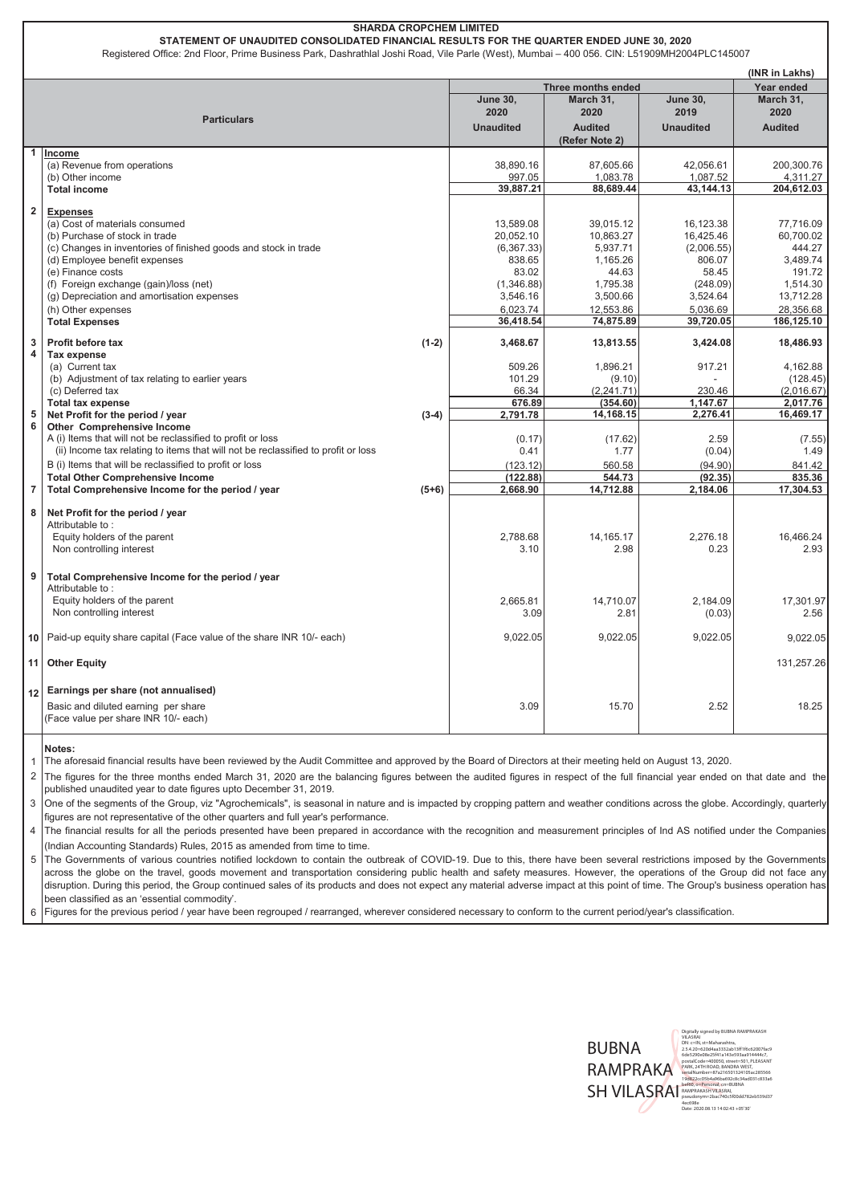**SHARDA CROPCHEM LIMITED**

**STATEMENT OF UNAUDITED CONSOLIDATED FINANCIAL RESULTS FOR THE QUARTER ENDED JUNE 30, 2020**

Registered Office: 2nd Floor, Prime Business Park, Dashrathlal Joshi Road, Vile Parle (West), Mumbai – 400 056. CIN: L51909MH2004PLC145007

(INR in Lakhs)

| | Particulars | | Three months ended | | | Year ended |
|---|---|---|---|---|---|---|
| | | | **June 30, 2020** | **March 31, 2020** | **June 30, 2019** | **March 31, 2020** |
| | | | **Unaudited** | **Audited (Refer Note 2)** | **Unaudited** | **Audited** |
| **1** | **Income** | | | | | |
| | (a) Revenue from operations | | 38,890.16 | 87,605.66 | 42,056.61 | 200,300.76 |
| | (b) Other income | | 997.05 | 1,083.78 | 1,087.52 | 4,311.27 |
| | **Total income** | | **39,887.21** | **88,689.44** | **43,144.13** | **204,612.03** |
| **2** | **Expenses** | | | | | |
| | (a) Cost of materials consumed | | 13,589.08 | 39,015.12 | 16,123.38 | 77,716.09 |
| | (b) Purchase of stock in trade | | 20,052.10 | 10,863.27 | 16,425.46 | 60,700.02 |
| | (c) Changes in inventories of finished goods and stock in trade | | (6,367.33) | 5,937.71 | (2,006.55) | 444.27 |
| | (d) Employee benefit expenses | | 838.65 | 1,165.26 | 806.07 | 3,489.74 |
| | (e) Finance costs | | 83.02 | 44.63 | 58.45 | 191.72 |
| | (f) Foreign exchange (gain)/loss (net) | | (1,346.88) | 1,795.38 | (248.09) | 1,514.30 |
| | (g) Depreciation and amortisation expenses | | 3,546.16 | 3,500.66 | 3,524.64 | 13,712.28 |
| | (h) Other expenses | | 6,023.74 | 12,553.86 | 5,036.69 | 28,356.68 |
| | **Total Expenses** | | **36,418.54** | **74,875.89** | **39,720.05** | **186,125.10** |
| **3** | **Profit before tax** | **(1-2)** | **3,468.67** | **13,813.55** | **3,424.08** | **18,486.93** |
| **4** | **Tax expense** | | | | | |
| | (a) Current tax | | 509.26 | 1,896.21 | 917.21 | 4,162.88 |
| | (b) Adjustment of tax relating to earlier years | | 101.29 | (9.10) | - | (128.45) |
| | (c) Deferred tax | | 66.34 | (2,241.71) | 230.46 | (2,016.67) |
| | **Total tax expense** | | **676.89** | **(354.60)** | **1,147.67** | **2,017.76** |
| **5** | **Net Profit for the period / year** | **(3-4)** | **2,791.78** | **14,168.15** | **2,276.41** | **16,469.17** |
| **6** | **Other Comprehensive Income** | | | | | |
| | A (i) Items that will not be reclassified to profit or loss | | (0.17) | (17.62) | 2.59 | (7.55) |
| | (ii) Income tax relating to items that will not be reclassified to profit or loss | | 0.41 | 1.77 | (0.04) | 1.49 |
| | B (i) Items that will be reclassified to profit or loss | | (123.12) | 560.58 | (94.90) | 841.42 |
| | **Total Other Comprehensive Income** | | **(122.88)** | **544.73** | **(92.35)** | **835.36** |
| **7** | **Total Comprehensive Income for the period / year** | **(5+6)** | **2,668.90** | **14,712.88** | **2,184.06** | **17,304.53** |
| **8** | **Net Profit for the period / year** | | | | | |
| | Attributable to : | | | | | |
| | Equity holders of the parent | | 2,788.68 | 14,165.17 | 2,276.18 | 16,466.24 |
| | Non controlling interest | | 3.10 | 2.98 | 0.23 | 2.93 |
| **9** | **Total Comprehensive Income for the period / year** | | | | | |
| | Attributable to : | | | | | |
| | Equity holders of the parent | | 2,665.81 | 14,710.07 | 2,184.09 | 17,301.97 |
| | Non controlling interest | | 3.09 | 2.81 | (0.03) | 2.56 |
| **10** | Paid-up equity share capital (Face value of the share INR 10/- each) | | 9,022.05 | 9,022.05 | 9,022.05 | 9,022.05 |
| **11** | **Other Equity** | | | | | 131,257.26 |
| **12** | **Earnings per share (not annualised)** | | | | | |
| | Basic and diluted earning per share (Face value per share INR 10/- each) | | 3.09 | 15.70 | 2.52 | 18.25 |

**Notes:**

1. The aforesaid financial results have been reviewed by the Audit Committee and approved by the Board of Directors at their meeting held on August 13, 2020.
2. The figures for the three months ended March 31, 2020 are the balancing figures between the audited figures in respect of the full financial year ended on that date and the published unaudited year to date figures upto December 31, 2019.
3. One of the segments of the Group, viz "Agrochemicals", is seasonal in nature and is impacted by cropping pattern and weather conditions across the globe. Accordingly, quarterly figures are not representative of the other quarters and full year's performance.
4. The financial results for all the periods presented have been prepared in accordance with the recognition and measurement principles of Ind AS notified under the Companies (Indian Accounting Standards) Rules, 2015 as amended from time to time.
5. The Governments of various countries notified lockdown to contain the outbreak of COVID-19. Due to this, there have been several restrictions imposed by the Governments across the globe on the travel, goods movement and transportation considering public health and safety measures. However, the operations of the Group did not face any disruption. During this period, the Group continued sales of its products and does not expect any material adverse impact at this point of time. The Group's business operation has been classified as an 'essential commodity'.
6. Figures for the previous period / year have been regrouped / rearranged, wherever considered necessary to conform to the current period/year's classification.

BUBNA RAMPRAKASH VILASRAI

Digitally signed by BUBNA RAMPRAKASH VILASRAI
Date: 2020.08.13 14:02:43 +05'30'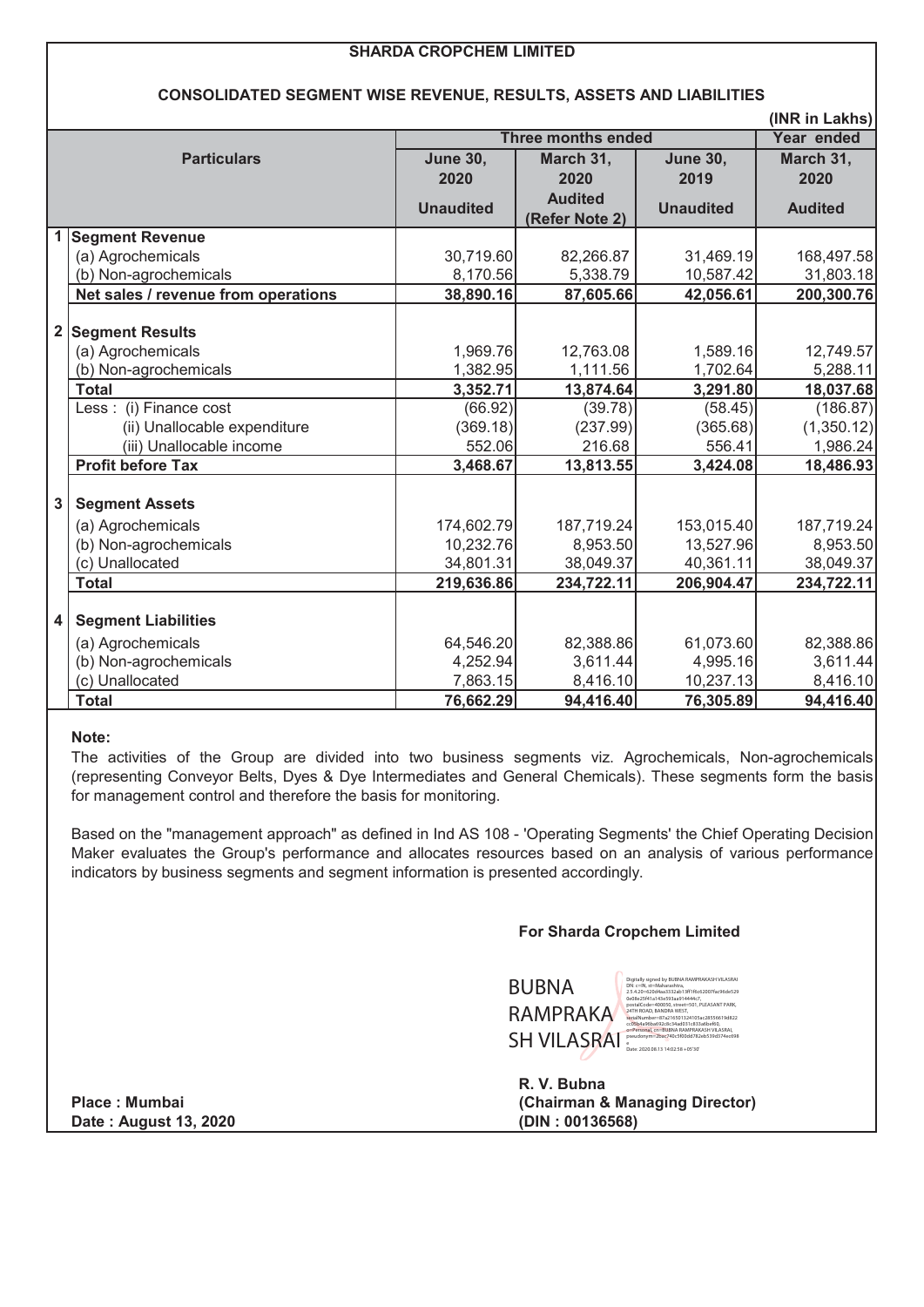**SHARDA CROPCHEM LIMITED**

**CONSOLIDATED SEGMENT WISE REVENUE, RESULTS, ASSETS AND LIABILITIES**

**(INR in Lakhs)**

| | **Particulars** | **Three months ended** | | | **Year ended** |
|---|---|---|---|---|---|
| | | **June 30, 2020** | **March 31, 2020** | **June 30, 2019** | **March 31, 2020** |
| | | **Unaudited** | **Audited (Refer Note 2)** | **Unaudited** | **Audited** |
| **1** | **Segment Revenue** | | | | |
| | (a) Agrochemicals | 30,719.60 | 82,266.87 | 31,469.19 | 168,497.58 |
| | (b) Non-agrochemicals | 8,170.56 | 5,338.79 | 10,587.42 | 31,803.18 |
| | **Net sales / revenue from operations** | **38,890.16** | **87,605.66** | **42,056.61** | **200,300.76** |
| **2** | **Segment Results** | | | | |
| | (a) Agrochemicals | 1,969.76 | 12,763.08 | 1,589.16 | 12,749.57 |
| | (b) Non-agrochemicals | 1,382.95 | 1,111.56 | 1,702.64 | 5,288.11 |
| | **Total** | **3,352.71** | **13,874.64** | **3,291.80** | **18,037.68** |
| | Less : (i) Finance cost | (66.92) | (39.78) | (58.45) | (186.87) |
| | (ii) Unallocable expenditure | (369.18) | (237.99) | (365.68) | (1,350.12) |
| | (iii) Unallocable income | 552.06 | 216.68 | 556.41 | 1,986.24 |
| | **Profit before Tax** | **3,468.67** | **13,813.55** | **3,424.08** | **18,486.93** |
| **3** | **Segment Assets** | | | | |
| | (a) Agrochemicals | 174,602.79 | 187,719.24 | 153,015.40 | 187,719.24 |
| | (b) Non-agrochemicals | 10,232.76 | 8,953.50 | 13,527.96 | 8,953.50 |
| | (c) Unallocated | 34,801.31 | 38,049.37 | 40,361.11 | 38,049.37 |
| | **Total** | **219,636.86** | **234,722.11** | **206,904.47** | **234,722.11** |
| **4** | **Segment Liabilities** | | | | |
| | (a) Agrochemicals | 64,546.20 | 82,388.86 | 61,073.60 | 82,388.86 |
| | (b) Non-agrochemicals | 4,252.94 | 3,611.44 | 4,995.16 | 3,611.44 |
| | (c) Unallocated | 7,863.15 | 8,416.10 | 10,237.13 | 8,416.10 |
| | **Total** | **76,662.29** | **94,416.40** | **76,305.89** | **94,416.40** |

**Note:**

The activities of the Group are divided into two business segments viz. Agrochemicals, Non-agrochemicals (representing Conveyor Belts, Dyes & Dye Intermediates and General Chemicals). These segments form the basis for management control and therefore the basis for monitoring.

Based on the "management approach" as defined in Ind AS 108 - 'Operating Segments' the Chief Operating Decision Maker evaluates the Group's performance and allocates resources based on an analysis of various performance indicators by business segments and segment information is presented accordingly.

**For Sharda Cropchem Limited**

BUBNA RAMPRAKASH VILASRAI

Digitally signed by BUBNA RAMPRAKASH VILASRAI
Date: 2020.08.13 14:02:58 +05'30'

**R. V. Bubna**
**(Chairman & Managing Director)**
**(DIN : 00136568)**

**Place : Mumbai**
**Date : August 13, 2020**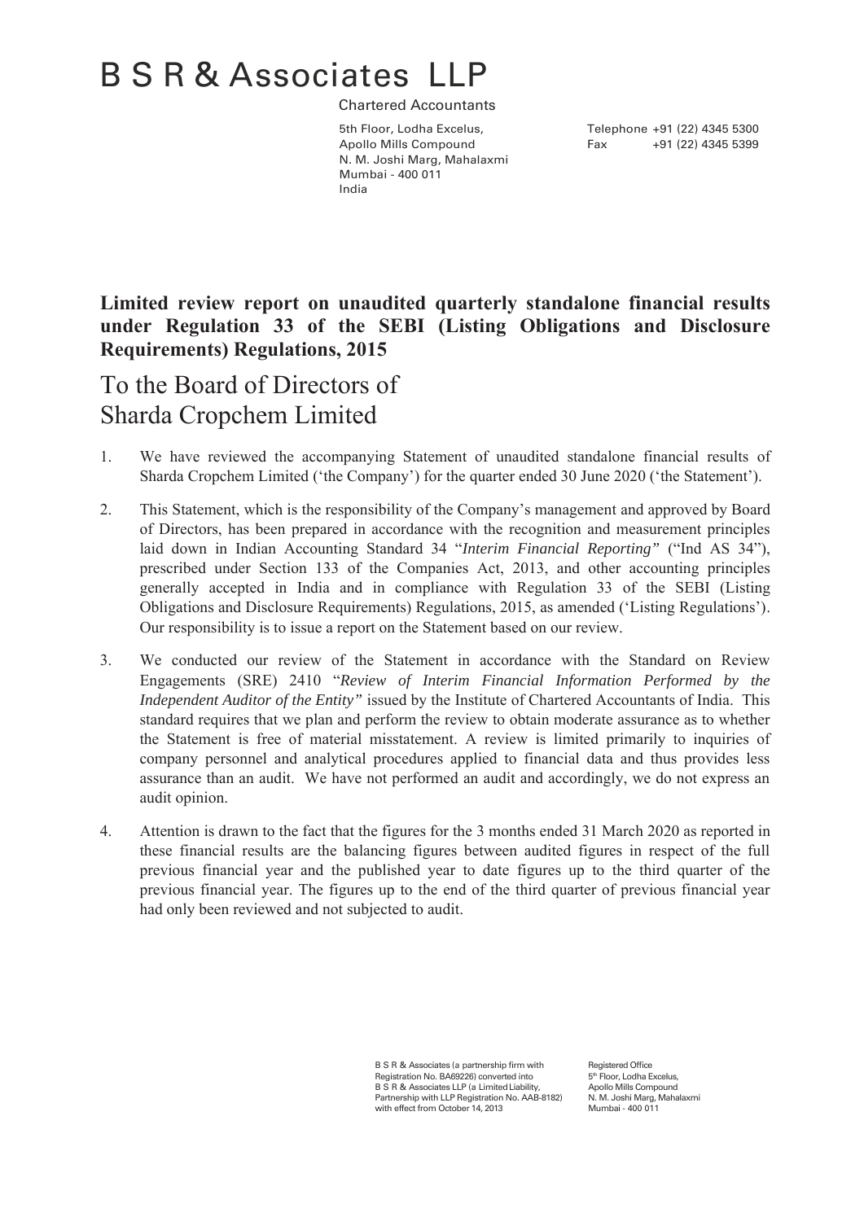# B S R & Associates LLP

Chartered Accountants

5th Floor, Lodha Excelus,
Apollo Mills Compound
N. M. Joshi Marg, Mahalaxmi
Mumbai - 400 011
India

Telephone +91 (22) 4345 5300
Fax +91 (22) 4345 5399

**Limited review report on unaudited quarterly standalone financial results under Regulation 33 of the SEBI (Listing Obligations and Disclosure Requirements) Regulations, 2015**

## To the Board of Directors of Sharda Cropchem Limited

1. We have reviewed the accompanying Statement of unaudited standalone financial results of Sharda Cropchem Limited ('the Company') for the quarter ended 30 June 2020 ('the Statement').

2. This Statement, which is the responsibility of the Company's management and approved by Board of Directors, has been prepared in accordance with the recognition and measurement principles laid down in Indian Accounting Standard 34 "*Interim Financial Reporting"* ("Ind AS 34"), prescribed under Section 133 of the Companies Act, 2013, and other accounting principles generally accepted in India and in compliance with Regulation 33 of the SEBI (Listing Obligations and Disclosure Requirements) Regulations, 2015, as amended ('Listing Regulations'). Our responsibility is to issue a report on the Statement based on our review.

3. We conducted our review of the Statement in accordance with the Standard on Review Engagements (SRE) 2410 "*Review of Interim Financial Information Performed by the Independent Auditor of the Entity"* issued by the Institute of Chartered Accountants of India. This standard requires that we plan and perform the review to obtain moderate assurance as to whether the Statement is free of material misstatement. A review is limited primarily to inquiries of company personnel and analytical procedures applied to financial data and thus provides less assurance than an audit. We have not performed an audit and accordingly, we do not express an audit opinion.

4. Attention is drawn to the fact that the figures for the 3 months ended 31 March 2020 as reported in these financial results are the balancing figures between audited figures in respect of the full previous financial year and the published year to date figures up to the third quarter of the previous financial year. The figures up to the end of the third quarter of previous financial year had only been reviewed and not subjected to audit.

B S R & Associates (a partnership firm with Registration No. BA69226) converted into B S R & Associates LLP (a Limited Liability, Partnership with LLP Registration No. AAB-8182) with effect from October 14, 2013

Registered Office
5th Floor, Lodha Excelus,
Apollo Mills Compound
N. M. Joshi Marg, Mahalaxmi
Mumbai - 400 011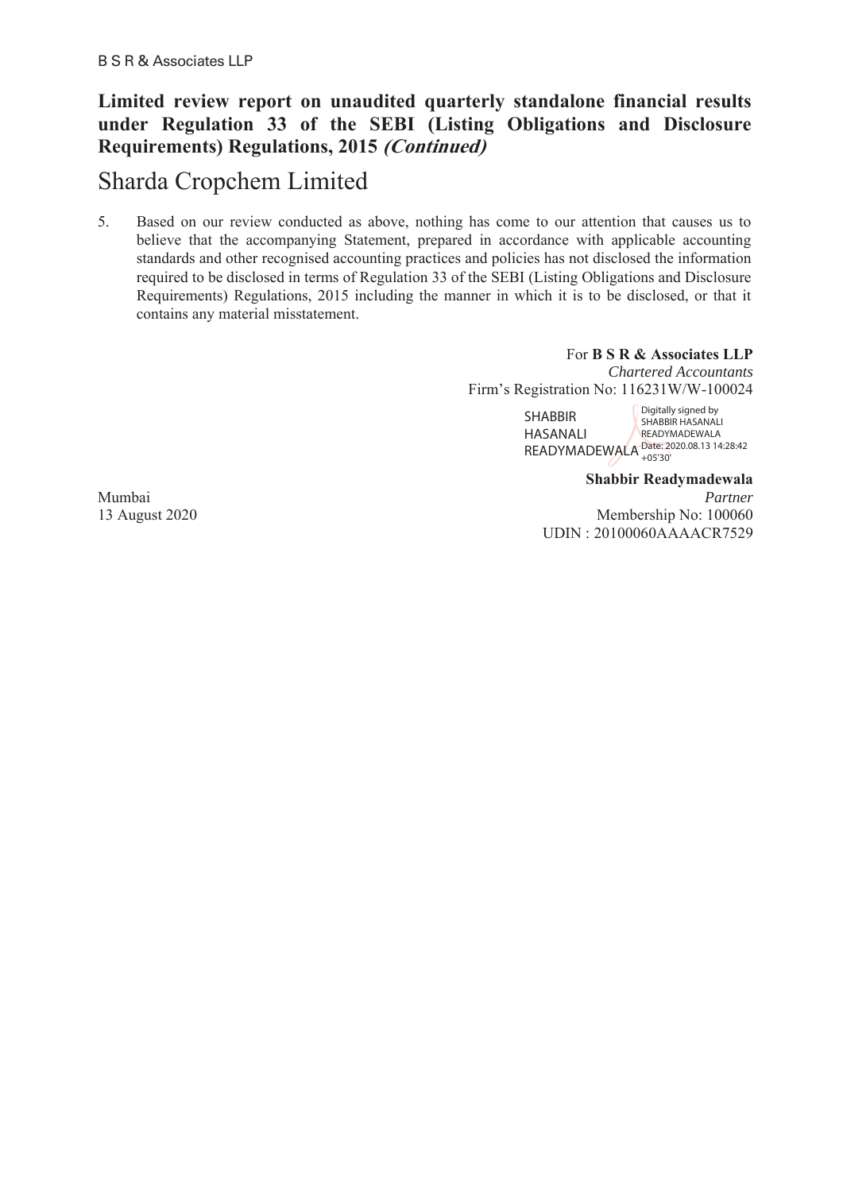**Limited review report on unaudited quarterly standalone financial results under Regulation 33 of the SEBI (Listing Obligations and Disclosure Requirements) Regulations, 2015 *(Continued)***

# Sharda Cropchem Limited

5. Based on our review conducted as above, nothing has come to our attention that causes us to believe that the accompanying Statement, prepared in accordance with applicable accounting standards and other recognised accounting practices and policies has not disclosed the information required to be disclosed in terms of Regulation 33 of the SEBI (Listing Obligations and Disclosure Requirements) Regulations, 2015 including the manner in which it is to be disclosed, or that it contains any material misstatement.

For **B S R & Associates LLP**
*Chartered Accountants*
Firm's Registration No: 116231W/W-100024

SHABBIR HASANALI READYMADEWALA
Digitally signed by SHABBIR HASANALI READYMADEWALA
Date: 2020.08.13 14:28:42 +05'30'

**Shabbir Readymadewala**
*Partner*
Membership No: 100060
UDIN : 20100060AAAACR7529

Mumbai
13 August 2020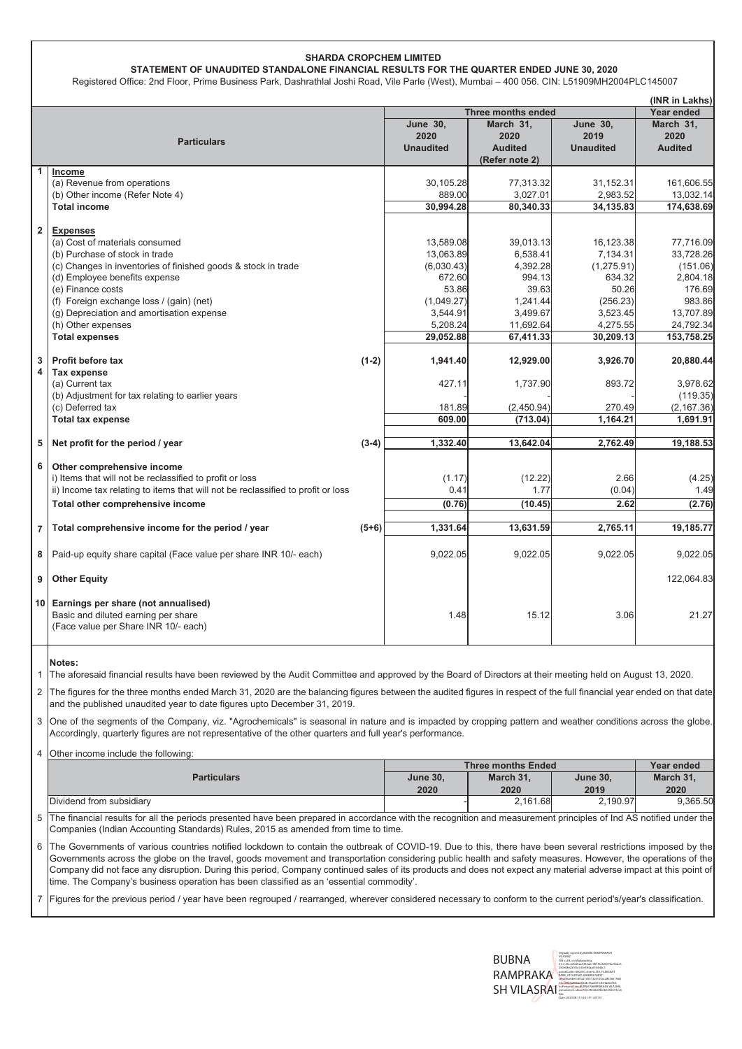**SHARDA CROPCHEM LIMITED**

**STATEMENT OF UNAUDITED STANDALONE FINANCIAL RESULTS FOR THE QUARTER ENDED JUNE 30, 2020**

Registered Office: 2nd Floor, Prime Business Park, Dashrathlal Joshi Road, Vile Parle (West), Mumbai – 400 056. CIN: L51909MH2004PLC145007

**(INR in Lakhs)**

| | Particulars | | Three months ended | | | Year ended |
|---|---|---|---|---|---|---|
| | | | June 30, 2020 Unaudited | March 31, 2020 Audited (Refer note 2) | June 30, 2019 Unaudited | March 31, 2020 Audited |
| 1 | **Income** | | | | | |
| | (a) Revenue from operations | | 30,105.28 | 77,313.32 | 31,152.31 | 161,606.55 |
| | (b) Other income (Refer Note 4) | | 889.00 | 3,027.01 | 2,983.52 | 13,032.14 |
| | **Total income** | | **30,994.28** | **80,340.33** | **34,135.83** | **174,638.69** |
| 2 | **Expenses** | | | | | |
| | (a) Cost of materials consumed | | 13,589.08 | 39,013.13 | 16,123.38 | 77,716.09 |
| | (b) Purchase of stock in trade | | 13,063.89 | 6,538.41 | 7,134.31 | 33,728.26 |
| | (c) Changes in inventories of finished goods & stock in trade | | (6,030.43) | 4,392.28 | (1,275.91) | (151.06) |
| | (d) Employee benefits expense | | 672.60 | 994.13 | 634.32 | 2,804.18 |
| | (e) Finance costs | | 53.86 | 39.63 | 50.26 | 176.69 |
| | (f) Foreign exchange loss / (gain) (net) | | (1,049.27) | 1,241.44 | (256.23) | 983.86 |
| | (g) Depreciation and amortisation expense | | 3,544.91 | 3,499.67 | 3,523.45 | 13,707.89 |
| | (h) Other expenses | | 5,208.24 | 11,692.64 | 4,275.55 | 24,792.34 |
| | **Total expenses** | | **29,052.88** | **67,411.33** | **30,209.13** | **153,758.25** |
| 3 | **Profit before tax** | (1-2) | **1,941.40** | **12,929.00** | **3,926.70** | **20,880.44** |
| 4 | **Tax expense** | | | | | |
| | (a) Current tax | | 427.11 | 1,737.90 | 893.72 | 3,978.62 |
| | (b) Adjustment for tax relating to earlier years | | - | - | - | (119.35) |
| | (c) Deferred tax | | 181.89 | (2,450.94) | 270.49 | (2,167.36) |
| | **Total tax expense** | | **609.00** | **(713.04)** | **1,164.21** | **1,691.91** |
| 5 | **Net profit for the period / year** | (3-4) | **1,332.40** | **13,642.04** | **2,762.49** | **19,188.53** |
| 6 | **Other comprehensive income** | | | | | |
| | i) Items that will not be reclassified to profit or loss | | (1.17) | (12.22) | 2.66 | (4.25) |
| | ii) Income tax relating to items that will not be reclassified to profit or loss | | 0.41 | 1.77 | (0.04) | 1.49 |
| | **Total other comprehensive income** | | **(0.76)** | **(10.45)** | **2.62** | **(2.76)** |
| 7 | **Total comprehensive income for the period / year** | (5+6) | **1,331.64** | **13,631.59** | **2,765.11** | **19,185.77** |
| 8 | Paid-up equity share capital (Face value per share INR 10/- each) | | 9,022.05 | 9,022.05 | 9,022.05 | 9,022.05 |
| 9 | **Other Equity** | | | | | 122,064.83 |
| 10 | **Earnings per share (not annualised)** Basic and diluted earning per share (Face value per Share INR 10/- each) | | 1.48 | 15.12 | 3.06 | 21.27 |

**Notes:**

1. The aforesaid financial results have been reviewed by the Audit Committee and approved by the Board of Directors at their meeting held on August 13, 2020.
2. The figures for the three months ended March 31, 2020 are the balancing figures between the audited figures in respect of the full financial year ended on that date and the published unaudited year to date figures upto December 31, 2019.
3. One of the segments of the Company, viz. "Agrochemicals" is seasonal in nature and is impacted by cropping pattern and weather conditions across the globe. Accordingly, quarterly figures are not representative of the other quarters and full year's performance.
4. Other income include the following:

| Particulars | Three months Ended | | | Year ended |
|---|---|---|---|---|
| | June 30, 2020 | March 31, 2020 | June 30, 2019 | March 31, 2020 |
| Dividend from subsidiary | - | 2,161.68 | 2,190.97 | 9,365.50 |

5. The financial results for all the periods presented have been prepared in accordance with the recognition and measurement principles of Ind AS notified under the Companies (Indian Accounting Standards) Rules, 2015 as amended from time to time.
6. The Governments of various countries notified lockdown to contain the outbreak of COVID-19. Due to this, there have been several restrictions imposed by the Governments across the globe on the travel, goods movement and transportation considering public health and safety measures. However, the operations of the Company did not face any disruption. During this period, Company continued sales of its products and does not expect any material adverse impact at this point of time. The Company's business operation has been classified as an 'essential commodity'.
7. Figures for the previous period / year have been regrouped / rearranged, wherever considered necessary to conform to the current period's/year's classification.

BUBNA RAMPRAKASH VILASRAI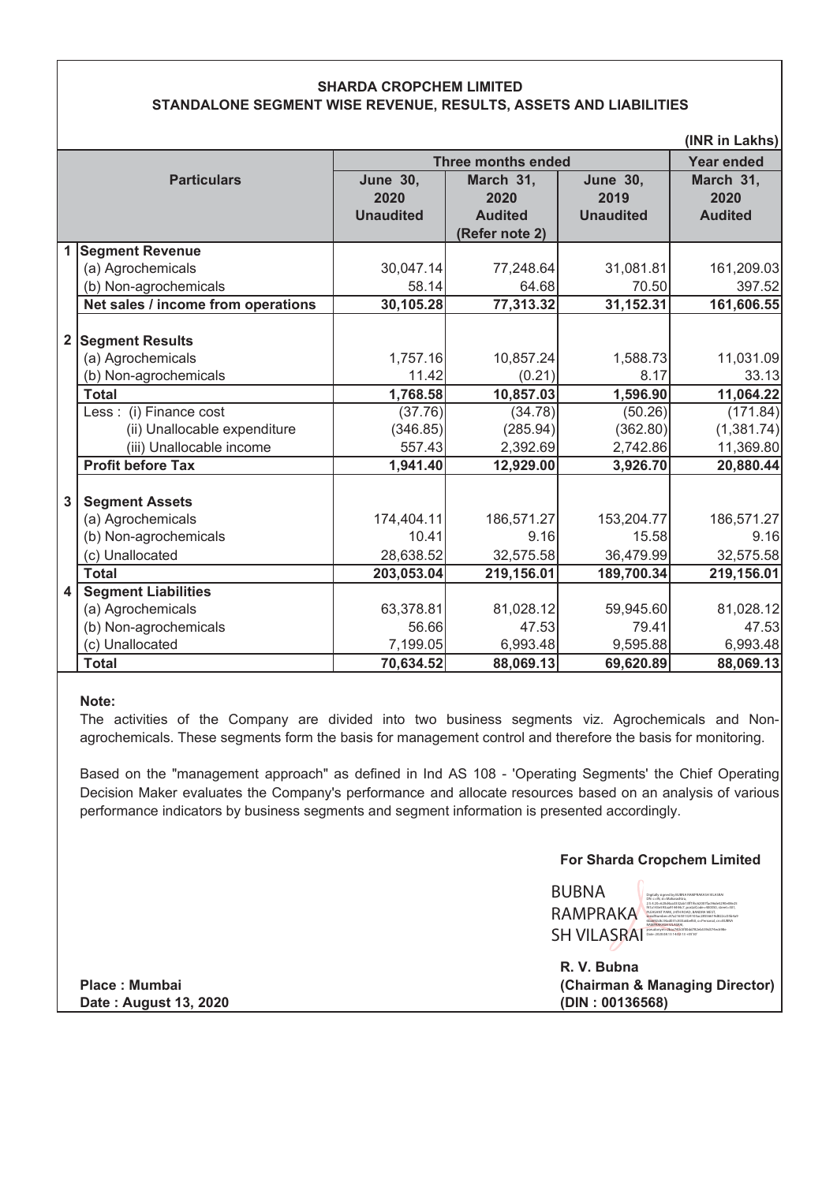**SHARDA CROPCHEM LIMITED**
**STANDALONE SEGMENT WISE REVENUE, RESULTS, ASSETS AND LIABILITIES**

**(INR in Lakhs)**

| | Particulars | Three months ended | | | Year ended |
|---|---|---|---|---|---|
| | | June 30, 2020 Unaudited | March 31, 2020 Audited (Refer note 2) | June 30, 2019 Unaudited | March 31, 2020 Audited |
| 1 | **Segment Revenue** | | | | |
| | (a) Agrochemicals | 30,047.14 | 77,248.64 | 31,081.81 | 161,209.03 |
| | (b) Non-agrochemicals | 58.14 | 64.68 | 70.50 | 397.52 |
| | **Net sales / income from operations** | **30,105.28** | **77,313.32** | **31,152.31** | **161,606.55** |
| 2 | **Segment Results** | | | | |
| | (a) Agrochemicals | 1,757.16 | 10,857.24 | 1,588.73 | 11,031.09 |
| | (b) Non-agrochemicals | 11.42 | (0.21) | 8.17 | 33.13 |
| | **Total** | **1,768.58** | **10,857.03** | **1,596.90** | **11,064.22** |
| | Less : (i) Finance cost | (37.76) | (34.78) | (50.26) | (171.84) |
| | (ii) Unallocable expenditure | (346.85) | (285.94) | (362.80) | (1,381.74) |
| | (iii) Unallocable income | 557.43 | 2,392.69 | 2,742.86 | 11,369.80 |
| | **Profit before Tax** | **1,941.40** | **12,929.00** | **3,926.70** | **20,880.44** |
| 3 | **Segment Assets** | | | | |
| | (a) Agrochemicals | 174,404.11 | 186,571.27 | 153,204.77 | 186,571.27 |
| | (b) Non-agrochemicals | 10.41 | 9.16 | 15.58 | 9.16 |
| | (c) Unallocated | 28,638.52 | 32,575.58 | 36,479.99 | 32,575.58 |
| | **Total** | **203,053.04** | **219,156.01** | **189,700.34** | **219,156.01** |
| 4 | **Segment Liabilities** | | | | |
| | (a) Agrochemicals | 63,378.81 | 81,028.12 | 59,945.60 | 81,028.12 |
| | (b) Non-agrochemicals | 56.66 | 47.53 | 79.41 | 47.53 |
| | (c) Unallocated | 7,199.05 | 6,993.48 | 9,595.88 | 6,993.48 |
| | **Total** | **70,634.52** | **88,069.13** | **69,620.89** | **88,069.13** |

**Note:**

The activities of the Company are divided into two business segments viz. Agrochemicals and Non-agrochemicals. These segments form the basis for management control and therefore the basis for monitoring.

Based on the "management approach" as defined in Ind AS 108 - 'Operating Segments' the Chief Operating Decision Maker evaluates the Company's performance and allocate resources based on an analysis of various performance indicators by business segments and segment information is presented accordingly.

**For Sharda Cropchem Limited**

BUBNA RAMPRAKASH VILASRAI

**R. V. Bubna**
**(Chairman & Managing Director)**
**(DIN : 00136568)**

**Place : Mumbai**
**Date : August 13, 2020**